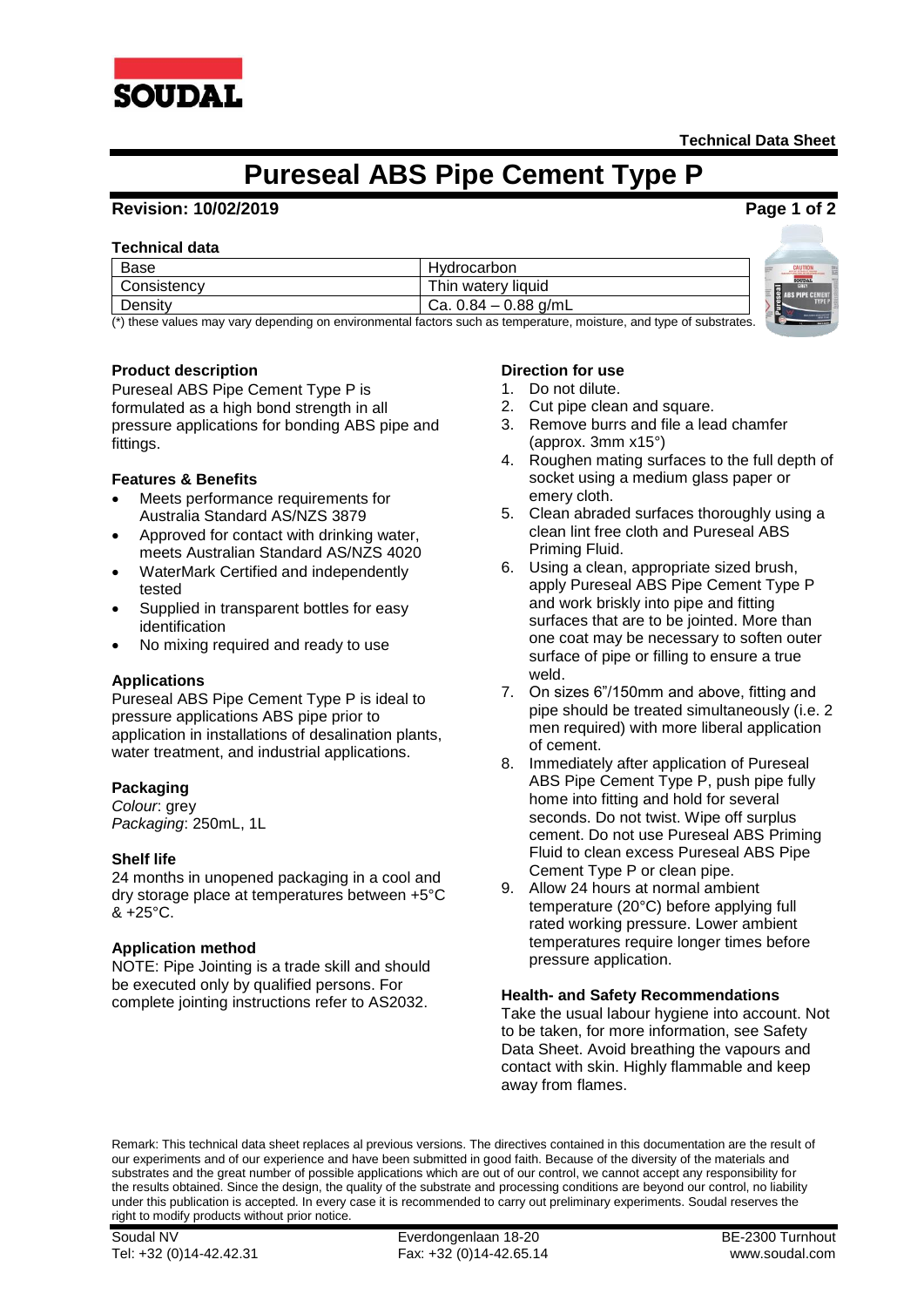Technical Data Sheet

# Pureseal ABS Pipe Cement Type P

**Revision: 10/02/2019**

### Technical data

| Base | Hydrocarbon |
|---|---|
| Consistency | Thin watery liquid |
| Density | Ca. 0.84 – 0.88 g/mL |

(*) these values may vary depending on environmental factors such as temperature, moisture, and type of substrates.

### Product description

Pureseal ABS Pipe Cement Type P is formulated as a high bond strength in all pressure applications for bonding ABS pipe and fittings.

### Features & Benefits

- Meets performance requirements for Australia Standard AS/NZS 3879
- Approved for contact with drinking water, meets Australian Standard AS/NZS 4020
- WaterMark Certified and independently tested
- Supplied in transparent bottles for easy identification
- No mixing required and ready to use

### Applications

Pureseal ABS Pipe Cement Type P is ideal to pressure applications ABS pipe prior to application in installations of desalination plants, water treatment, and industrial applications.

### Packaging

*Colour*: grey
*Packaging*: 250mL, 1L

### Shelf life

24 months in unopened packaging in a cool and dry storage place at temperatures between +5°C & +25°C.

### Application method

NOTE: Pipe Jointing is a trade skill and should be executed only by qualified persons. For complete jointing instructions refer to AS2032.

### Direction for use

1. Do not dilute.
2. Cut pipe clean and square.
3. Remove burrs and file a lead chamfer (approx. 3mm x15°)
4. Roughen mating surfaces to the full depth of socket using a medium glass paper or emery cloth.
5. Clean abraded surfaces thoroughly using a clean lint free cloth and Pureseal ABS Priming Fluid.
6. Using a clean, appropriate sized brush, apply Pureseal ABS Pipe Cement Type P and work briskly into pipe and fitting surfaces that are to be jointed. More than one coat may be necessary to soften outer surface of pipe or filling to ensure a true weld.
7. On sizes 6"/150mm and above, fitting and pipe should be treated simultaneously (i.e. 2 men required) with more liberal application of cement.
8. Immediately after application of Pureseal ABS Pipe Cement Type P, push pipe fully home into fitting and hold for several seconds. Do not twist. Wipe off surplus cement. Do not use Pureseal ABS Priming Fluid to clean excess Pureseal ABS Pipe Cement Type P or clean pipe.
9. Allow 24 hours at normal ambient temperature (20°C) before applying full rated working pressure. Lower ambient temperatures require longer times before pressure application.

### Health- and Safety Recommendations

Take the usual labour hygiene into account. Not to be taken, for more information, see Safety Data Sheet. Avoid breathing the vapours and contact with skin. Highly flammable and keep away from flames.

Remark: This technical data sheet replaces al previous versions. The directives contained in this documentation are the result of our experiments and of our experience and have been submitted in good faith. Because of the diversity of the materials and substrates and the great number of possible applications which are out of our control, we cannot accept any responsibility for the results obtained. Since the design, the quality of the substrate and processing conditions are beyond our control, no liability under this publication is accepted. In every case it is recommended to carry out preliminary experiments. Soudal reserves the right to modify products without prior notice.

Soudal NV
Tel: +32 (0)14-42.42.31

Everdongenlaan 18-20
Fax: +32 (0)14-42.65.14

BE-2300 Turnhout
www.soudal.com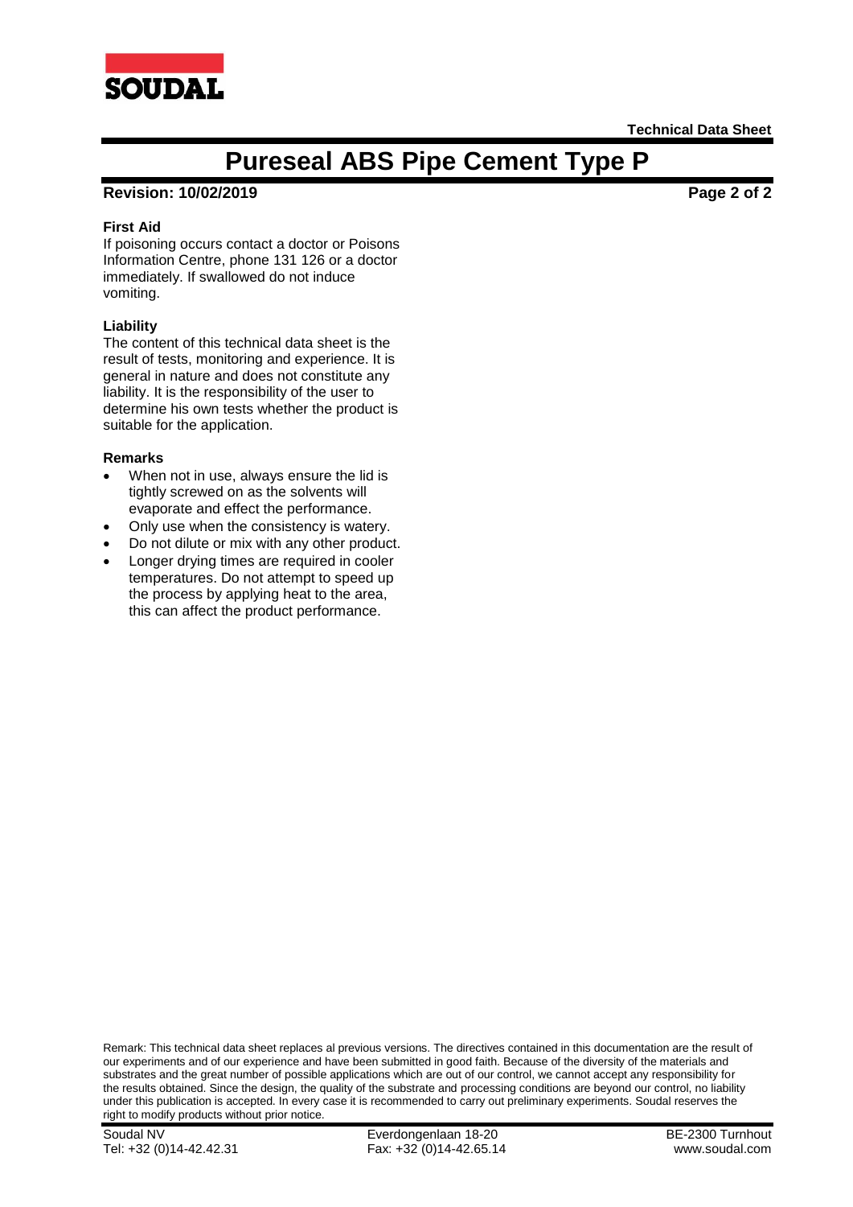## First Aid

If poisoning occurs contact a doctor or Poisons Information Centre, phone 131 126 or a doctor immediately. If swallowed do not induce vomiting.

## Liability

The content of this technical data sheet is the result of tests, monitoring and experience. It is general in nature and does not constitute any liability. It is the responsibility of the user to determine his own tests whether the product is suitable for the application.

## Remarks

- When not in use, always ensure the lid is tightly screwed on as the solvents will evaporate and effect the performance.
- Only use when the consistency is watery.
- Do not dilute or mix with any other product.
- Longer drying times are required in cooler temperatures. Do not attempt to speed up the process by applying heat to the area, this can affect the product performance.

Remark: This technical data sheet replaces al previous versions. The directives contained in this documentation are the result of our experiments and of our experience and have been submitted in good faith. Because of the diversity of the materials and substrates and the great number of possible applications which are out of our control, we cannot accept any responsibility for the results obtained. Since the design, the quality of the substrate and processing conditions are beyond our control, no liability under this publication is accepted. In every case it is recommended to carry out preliminary experiments. Soudal reserves the right to modify products without prior notice.

Soudal NV
Tel: +32 (0)14-42.42.31

Everdongenlaan 18-20
Fax: +32 (0)14-42.65.14

BE-2300 Turnhout
www.soudal.com